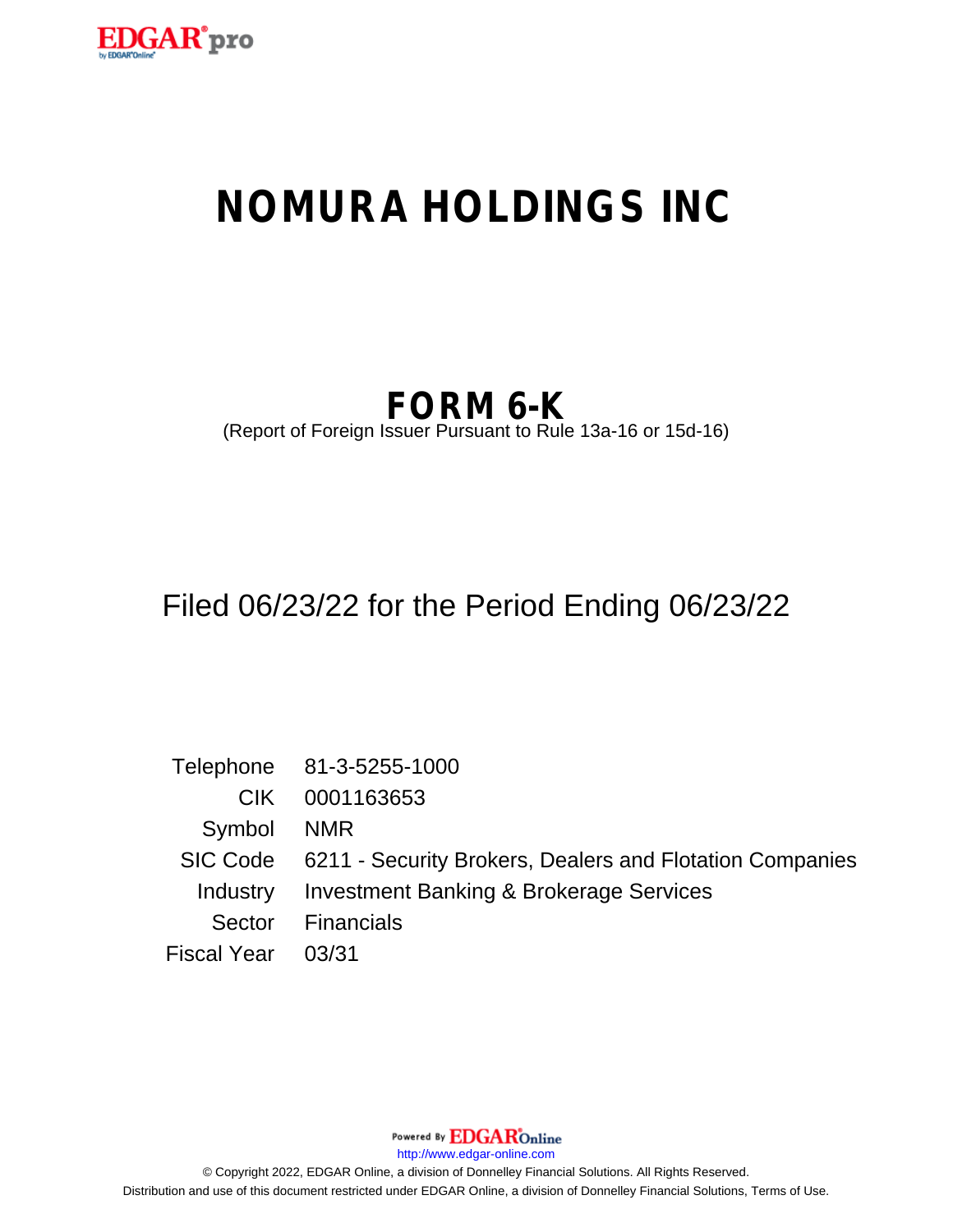# NOMURA HOLDINGS INC

## FORM 6-K

(Report of Foreign Issuer Pursuant to Rule 13a-16 or 15d-16)

Filed 06/23/22 for the Period Ending 06/23/22

| | |
|---|---|
| Telephone | 81-3-5255-1000 |
| CIK | 0001163653 |
| Symbol | NMR |
| SIC Code | 6211 - Security Brokers, Dealers and Flotation Companies |
| Industry | Investment Banking & Brokerage Services |
| Sector | Financials |
| Fiscal Year | 03/31 |

Powered By EDGAR Online

http://www.edgar-online.com

© Copyright 2022, EDGAR Online, a division of Donnelley Financial Solutions. All Rights Reserved.
Distribution and use of this document restricted under EDGAR Online, a division of Donnelley Financial Solutions, Terms of Use.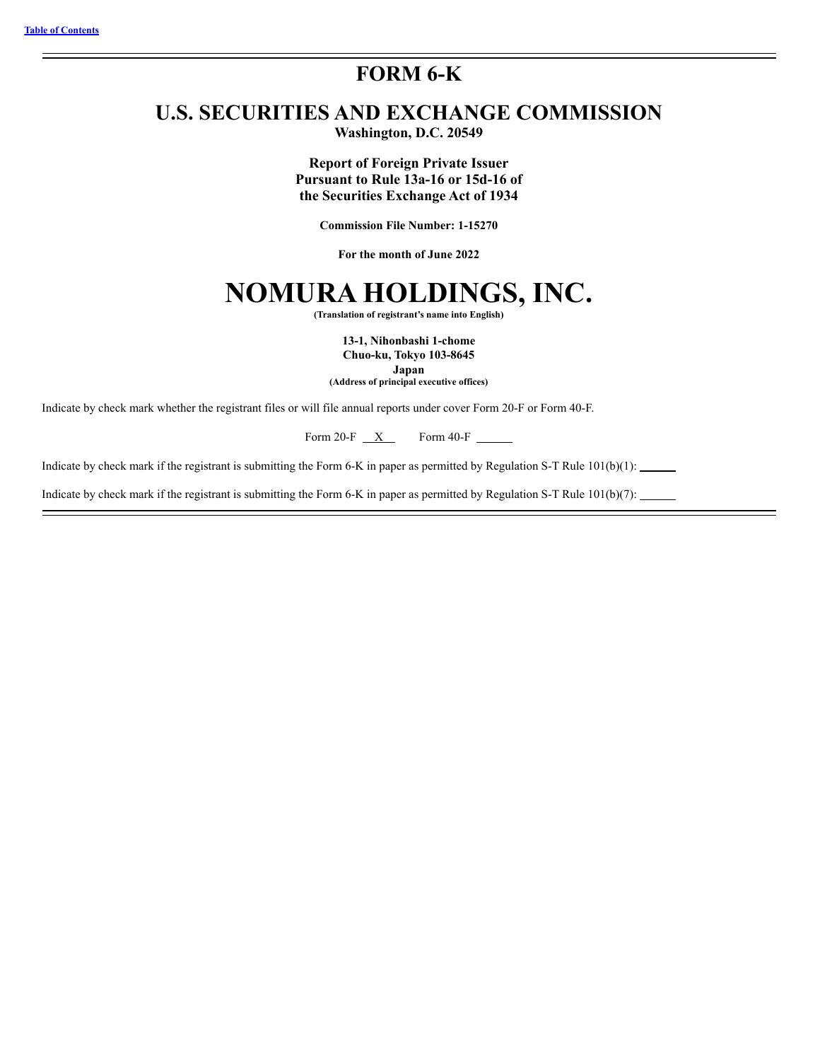# FORM 6-K

## U.S. SECURITIES AND EXCHANGE COMMISSION

**Washington, D.C. 20549**

**Report of Foreign Private Issuer**
**Pursuant to Rule 13a-16 or 15d-16 of**
**the Securities Exchange Act of 1934**

**Commission File Number: 1-15270**

**For the month of June 2022**

# NOMURA HOLDINGS, INC.

**(Translation of registrant's name into English)**

**13-1, Nihonbashi 1-chome**
**Chuo-ku, Tokyo 103-8645**
**Japan**
**(Address of principal executive offices)**

Indicate by check mark whether the registrant files or will file annual reports under cover Form 20-F or Form 40-F.

Form 20-F X Form 40-F \_\_\_\_\_\_

Indicate by check mark if the registrant is submitting the Form 6-K in paper as permitted by Regulation S-T Rule 101(b)(1): \_\_\_\_\_\_

Indicate by check mark if the registrant is submitting the Form 6-K in paper as permitted by Regulation S-T Rule 101(b)(7): \_\_\_\_\_\_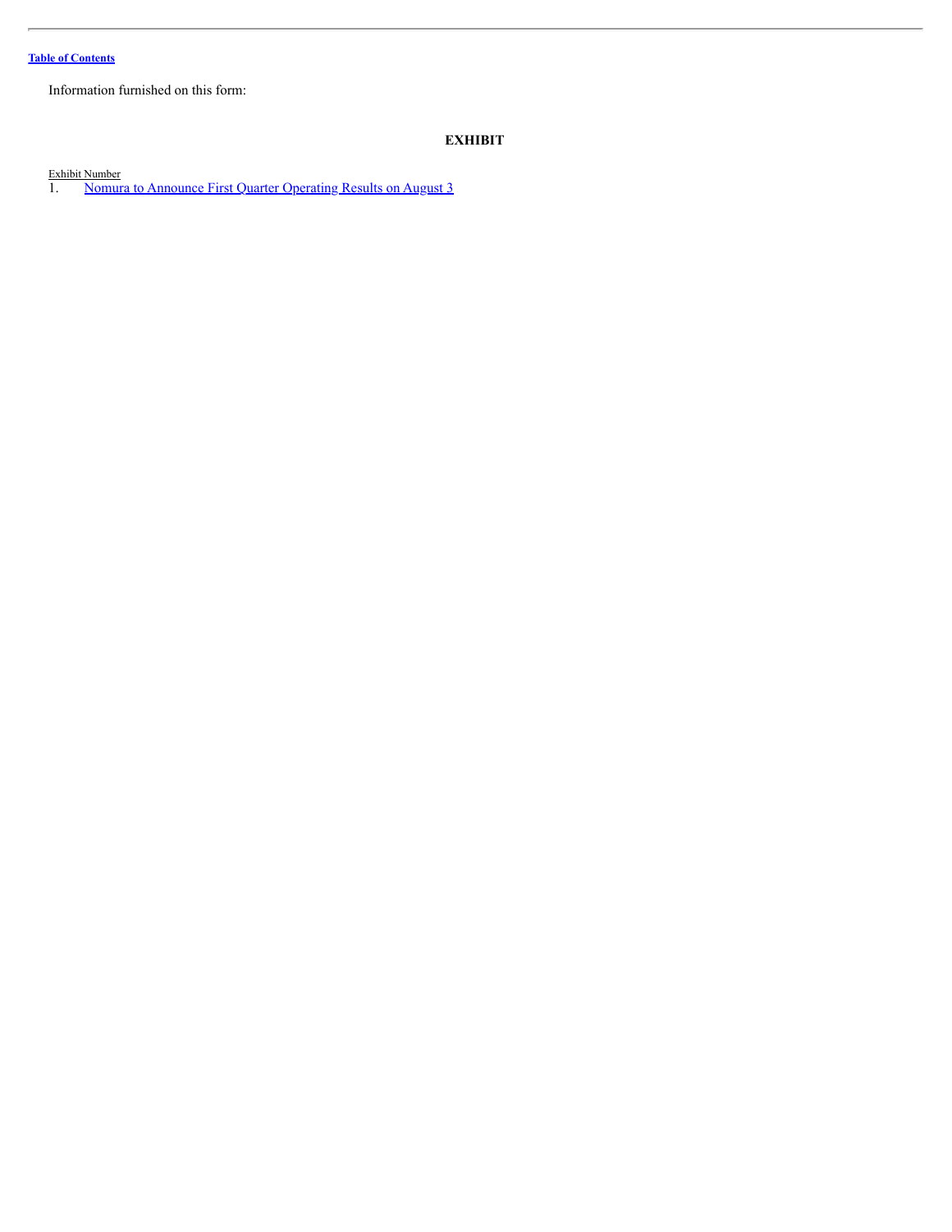Table of Contents

Information furnished on this form:

## EXHIBIT

Exhibit Number

1. Nomura to Announce First Quarter Operating Results on August 3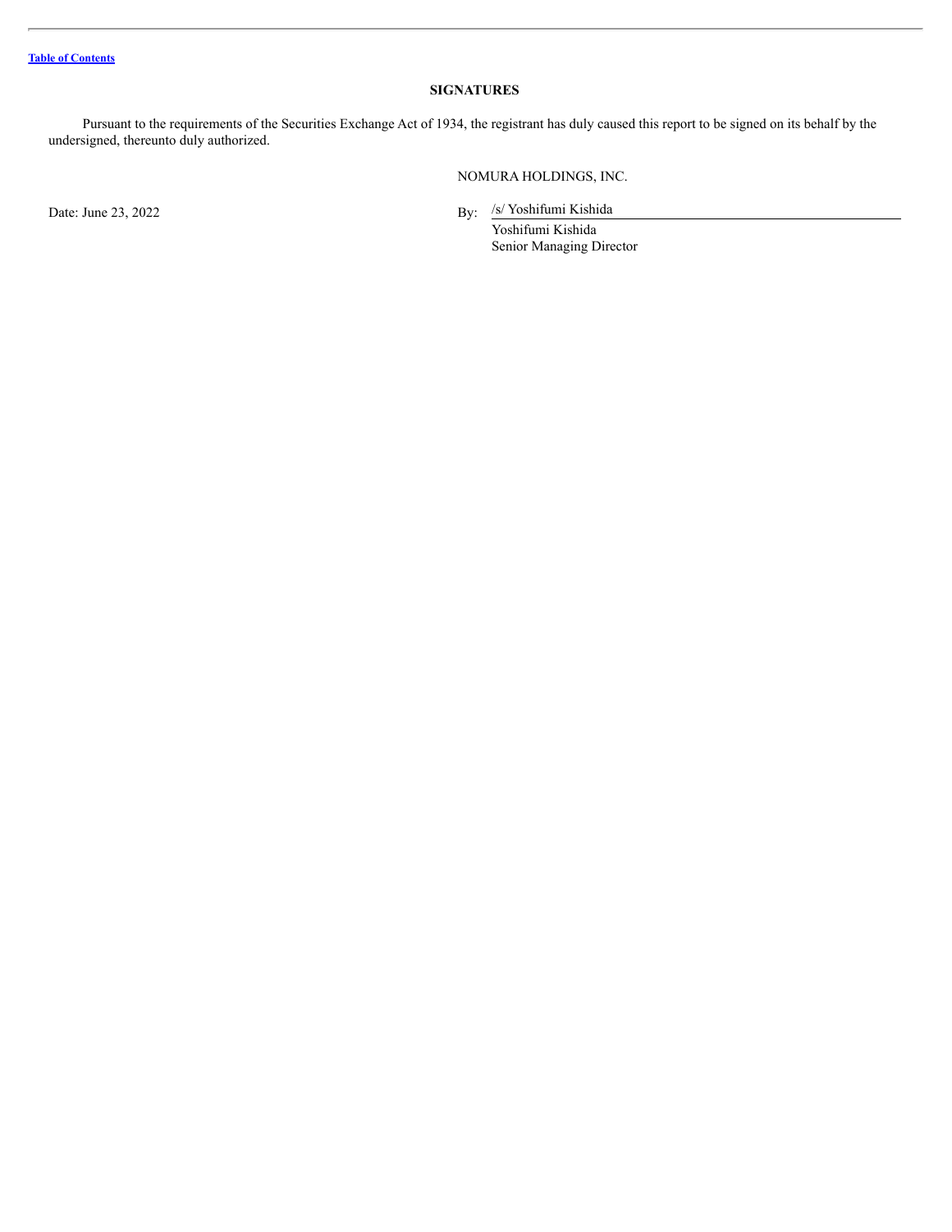[Table of Contents]

## SIGNATURES

Pursuant to the requirements of the Securities Exchange Act of 1934, the registrant has duly caused this report to be signed on its behalf by the undersigned, thereunto duly authorized.

NOMURA HOLDINGS, INC.

Date: June 23, 2022

By: /s/ Yoshifumi Kishida
Yoshifumi Kishida
Senior Managing Director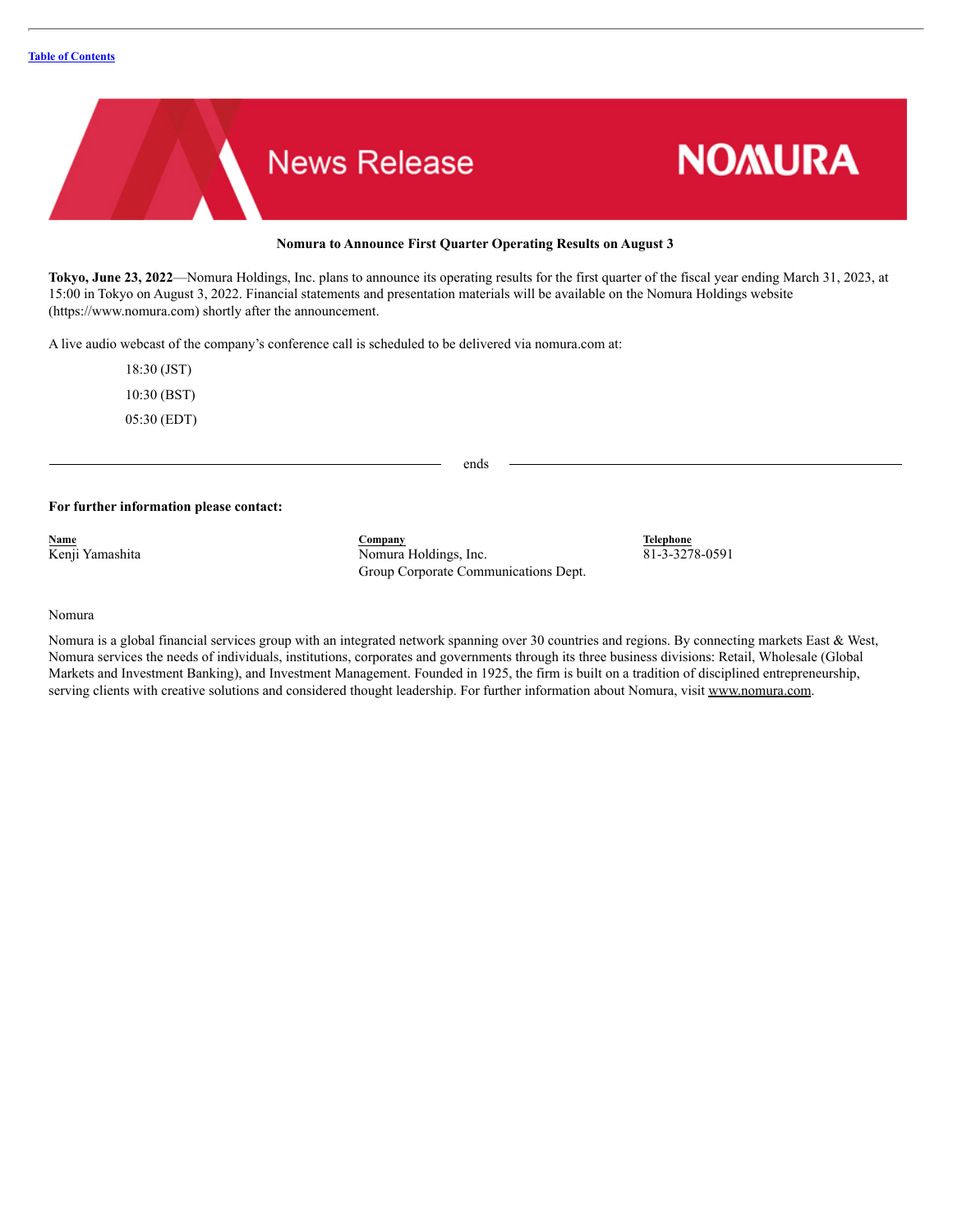News Release

NOMURA

**Nomura to Announce First Quarter Operating Results on August 3**

**Tokyo, June 23, 2022**—Nomura Holdings, Inc. plans to announce its operating results for the first quarter of the fiscal year ending March 31, 2023, at 15:00 in Tokyo on August 3, 2022. Financial statements and presentation materials will be available on the Nomura Holdings website (https://www.nomura.com) shortly after the announcement.

A live audio webcast of the company's conference call is scheduled to be delivered via nomura.com at:

18:30 (JST)

10:30 (BST)

05:30 (EDT)

ends

**For further information please contact:**

| Name | Company | Telephone |
|---|---|---|
| Kenji Yamashita | Nomura Holdings, Inc.<br>Group Corporate Communications Dept. | 81-3-3278-0591 |

Nomura

Nomura is a global financial services group with an integrated network spanning over 30 countries and regions. By connecting markets East & West, Nomura services the needs of individuals, institutions, corporates and governments through its three business divisions: Retail, Wholesale (Global Markets and Investment Banking), and Investment Management. Founded in 1925, the firm is built on a tradition of disciplined entrepreneurship, serving clients with creative solutions and considered thought leadership. For further information about Nomura, visit www.nomura.com.